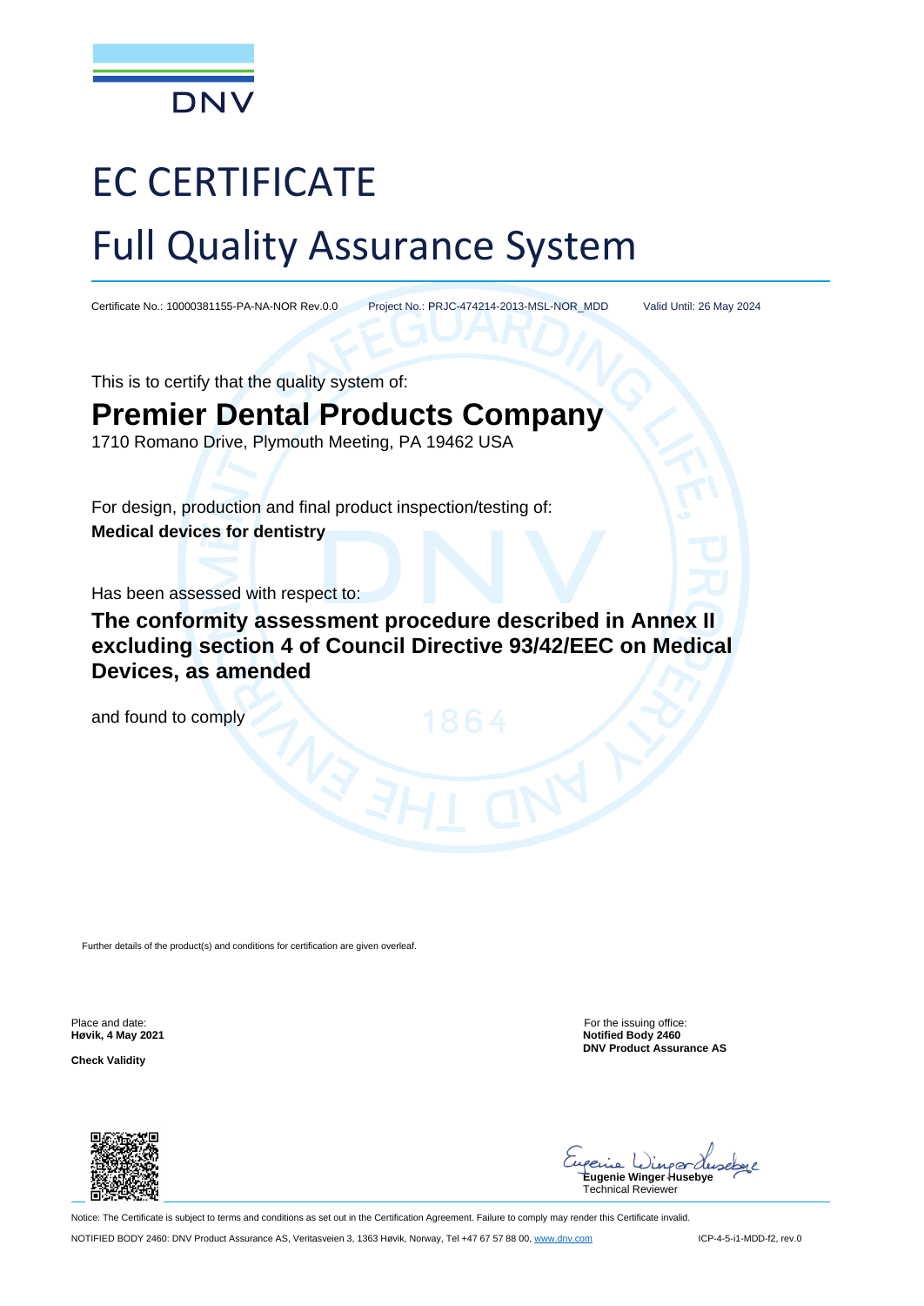DNV

# EC CERTIFICATE

# Full Quality Assurance System

Certificate No.: 10000381155-PA-NA-NOR Rev.0.0 Project No.: PRJC-474214-2013-MSL-NOR_MDD Valid Until: 26 May 2024

This is to certify that the quality system of:

## Premier Dental Products Company

1710 Romano Drive, Plymouth Meeting, PA 19462 USA

For design, production and final product inspection/testing of:

**Medical devices for dentistry**

Has been assessed with respect to:

**The conformity assessment procedure described in Annex II excluding section 4 of Council Directive 93/42/EEC on Medical Devices, as amended**

and found to comply

Further details of the product(s) and conditions for certification are given overleaf.

Place and date:
**Høvik, 4 May 2021**

**Check Validity**

For the issuing office:
**Notified Body 2460**
**DNV Product Assurance AS**

**Eugenie Winger Husebye**
Technical Reviewer

Notice: The Certificate is subject to terms and conditions as set out in the Certification Agreement. Failure to comply may render this Certificate invalid.

NOTIFIED BODY 2460: DNV Product Assurance AS, Veritasveien 3, 1363 Høvik, Norway, Tel +47 67 57 88 00, www.dnv.com ICP-4-5-i1-MDD-f2, rev.0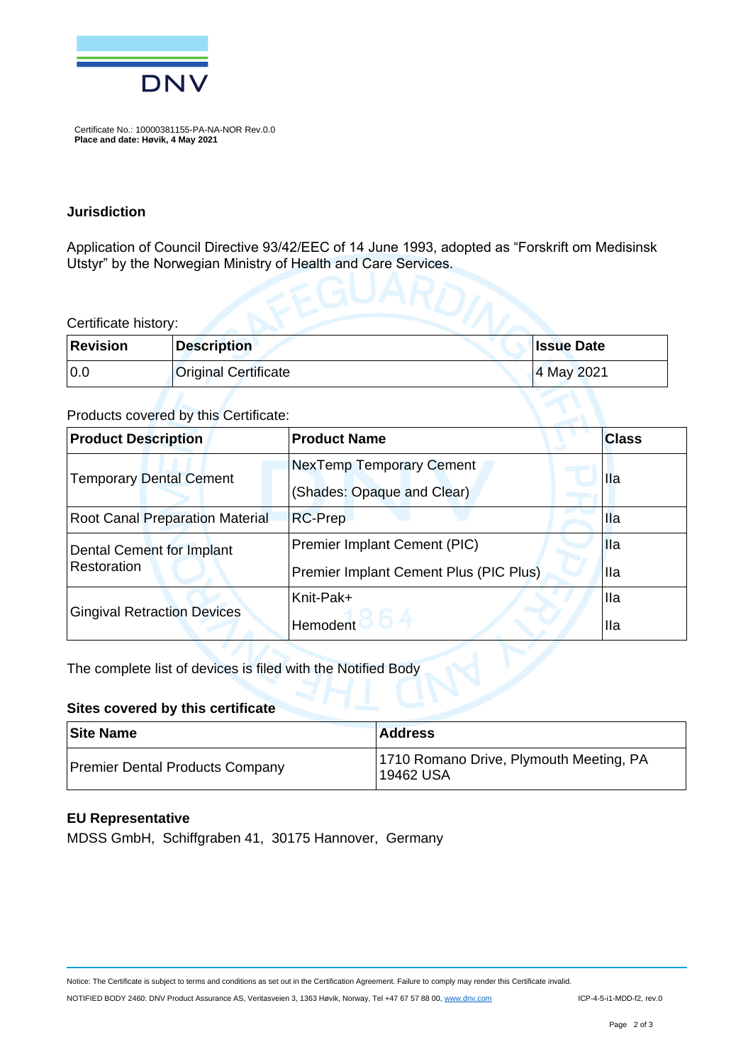Certificate No.: 10000381155-PA-NA-NOR Rev.0.0
**Place and date: Høvik, 4 May 2021**

## Jurisdiction

Application of Council Directive 93/42/EEC of 14 June 1993, adopted as "Forskrift om Medisinsk Utstyr" by the Norwegian Ministry of Health and Care Services.

Certificate history:

| Revision | Description | Issue Date |
|---|---|---|
| 0.0 | Original Certificate | 4 May 2021 |

Products covered by this Certificate:

| Product Description | Product Name | Class |
|---|---|---|
| Temporary Dental Cement | NexTemp Temporary Cement (Shades: Opaque and Clear) | IIa |
| Root Canal Preparation Material | RC-Prep | IIa |
| Dental Cement for Implant Restoration | Premier Implant Cement (PIC) | IIa |
| | Premier Implant Cement Plus (PIC Plus) | IIa |
| Gingival Retraction Devices | Knit-Pak+ | IIa |
| | Hemodent | IIa |

The complete list of devices is filed with the Notified Body

## Sites covered by this certificate

| Site Name | Address |
|---|---|
| Premier Dental Products Company | 1710 Romano Drive, Plymouth Meeting, PA 19462 USA |

## EU Representative

MDSS GmbH, Schiffgraben 41, 30175 Hannover, Germany

Notice: The Certificate is subject to terms and conditions as set out in the Certification Agreement. Failure to comply may render this Certificate invalid.

NOTIFIED BODY 2460: DNV Product Assurance AS, Veritasveien 3, 1363 Høvik, Norway, Tel +47 67 57 88 00, www.dnv.com ICP-4-5-i1-MDD-f2, rev.0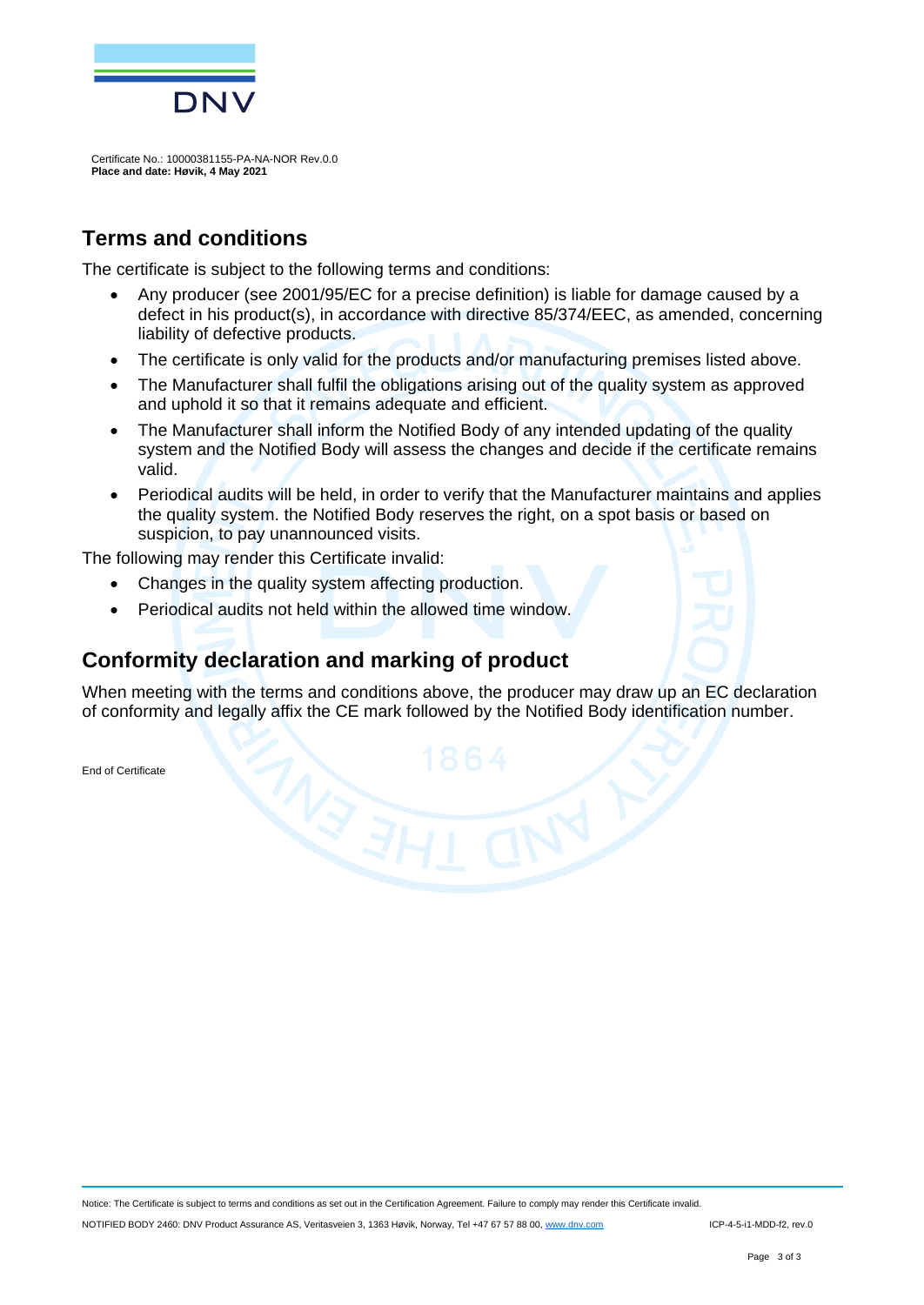Certificate No.: 10000381155-PA-NA-NOR Rev.0.0
**Place and date: Høvik, 4 May 2021**

## Terms and conditions

The certificate is subject to the following terms and conditions:

- Any producer (see 2001/95/EC for a precise definition) is liable for damage caused by a defect in his product(s), in accordance with directive 85/374/EEC, as amended, concerning liability of defective products.
- The certificate is only valid for the products and/or manufacturing premises listed above.
- The Manufacturer shall fulfil the obligations arising out of the quality system as approved and uphold it so that it remains adequate and efficient.
- The Manufacturer shall inform the Notified Body of any intended updating of the quality system and the Notified Body will assess the changes and decide if the certificate remains valid.
- Periodical audits will be held, in order to verify that the Manufacturer maintains and applies the quality system. the Notified Body reserves the right, on a spot basis or based on suspicion, to pay unannounced visits.

The following may render this Certificate invalid:

- Changes in the quality system affecting production.
- Periodical audits not held within the allowed time window.

## Conformity declaration and marking of product

When meeting with the terms and conditions above, the producer may draw up an EC declaration of conformity and legally affix the CE mark followed by the Notified Body identification number.

End of Certificate

Notice: The Certificate is subject to terms and conditions as set out in the Certification Agreement. Failure to comply may render this Certificate invalid.

NOTIFIED BODY 2460: DNV Product Assurance AS, Veritasveien 3, 1363 Høvik, Norway, Tel +47 67 57 88 00, www.dnv.com ICP-4-5-i1-MDD-f2, rev.0